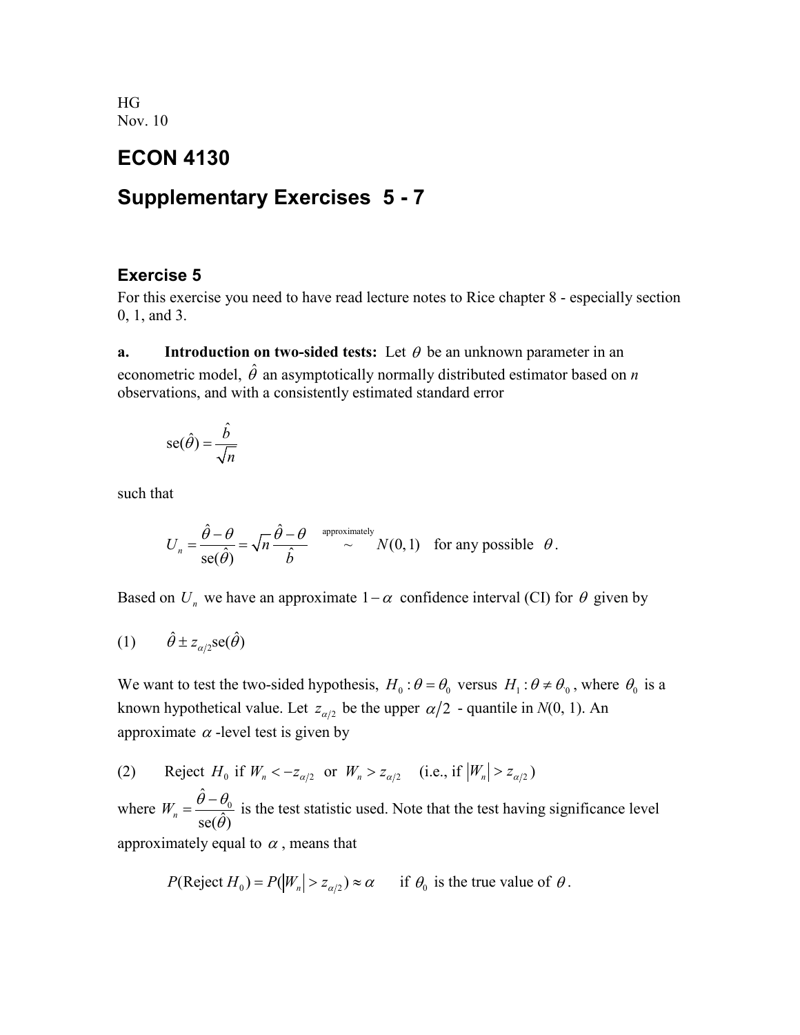HG
Nov. 10

# ECON 4130

# Supplementary Exercises 5 - 7

## Exercise 5

For this exercise you need to have read lecture notes to Rice chapter 8 - especially section 0, 1, and 3.

**a. Introduction on two-sided tests:** Let $\theta$ be an unknown parameter in an econometric model, $\hat{\theta}$ an asymptotically normally distributed estimator based on *n* observations, and with a consistently estimated standard error

$$\text{se}(\hat{\theta}) = \frac{\hat{b}}{\sqrt{n}}$$

such that

$$U_n = \frac{\hat{\theta} - \theta}{\text{se}(\hat{\theta})} = \sqrt{n}\frac{\hat{\theta} - \theta}{\hat{b}} \overset{\text{approximately}}{\sim} N(0,1) \quad \text{for any possible } \theta.$$

Based on $U_n$ we have an approximate $1-\alpha$ confidence interval (CI) for $\theta$ given by

$$\text{(1)} \qquad \hat{\theta} \pm z_{\alpha/2}\text{se}(\hat{\theta})$$

We want to test the two-sided hypothesis, $H_0 : \theta = \theta_0$ versus $H_1 : \theta \neq \theta_0$, where $\theta_0$ is a known hypothetical value. Let $z_{\alpha/2}$ be the upper $\alpha/2$ - quantile in *N*(0, 1). An approximate $\alpha$ -level test is given by

(2) Reject $H_0$ if $W_n < -z_{\alpha/2}$ or $W_n > z_{\alpha/2}$ (i.e., if $|W_n| > z_{\alpha/2}$ )

where $W_n = \dfrac{\hat{\theta} - \theta_0}{\text{se}(\hat{\theta})}$ is the test statistic used. Note that the test having significance level approximately equal to $\alpha$, means that

$$P(\text{Reject } H_0) = P(|W_n| > z_{\alpha/2}) \approx \alpha \qquad \text{if } \theta_0 \text{ is the true value of } \theta.$$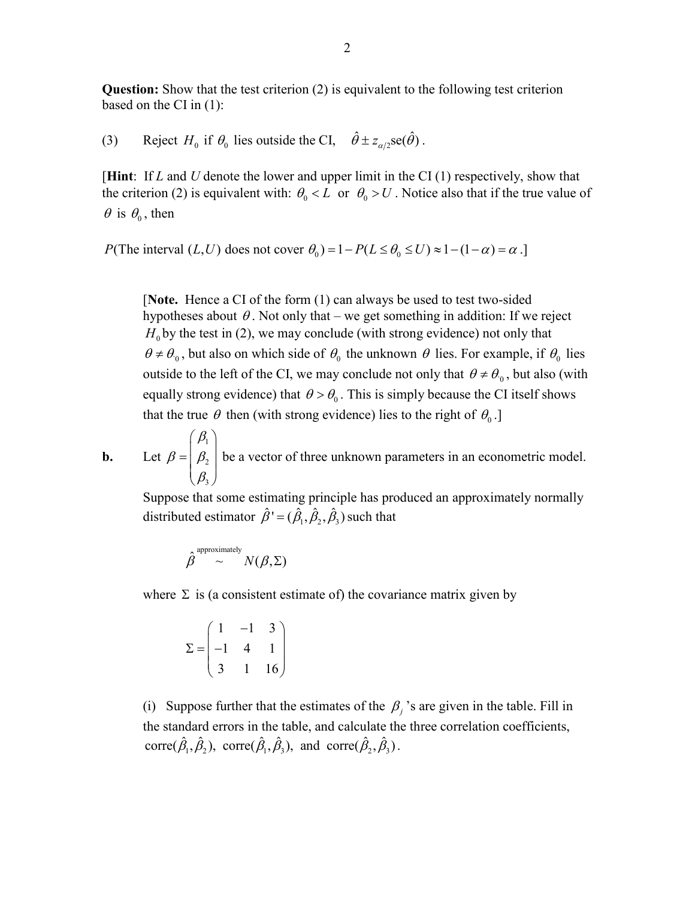**Question:** Show that the test criterion (2) is equivalent to the following test criterion based on the CI in (1):

(3) Reject $H_0$ if $\theta_0$ lies outside the CI, $\hat{\theta} \pm z_{\alpha/2}\text{se}(\hat{\theta})$.

[**Hint**: If $L$ and $U$ denote the lower and upper limit in the CI (1) respectively, show that the criterion (2) is equivalent with: $\theta_0 < L$ or $\theta_0 > U$. Notice also that if the true value of $\theta$ is $\theta_0$, then

$P(\text{The interval } (L,U) \text{ does not cover } \theta_0) = 1 - P(L \leq \theta_0 \leq U) \approx 1-(1-\alpha) = \alpha$.]

> [**Note.** Hence a CI of the form (1) can always be used to test two-sided hypotheses about $\theta$. Not only that – we get something in addition: If we reject $H_0$ by the test in (2), we may conclude (with strong evidence) not only that $\theta \neq \theta_0$, but also on which side of $\theta_0$ the unknown $\theta$ lies. For example, if $\theta_0$ lies outside to the left of the CI, we may conclude not only that $\theta \neq \theta_0$, but also (with equally strong evidence) that $\theta > \theta_0$. This is simply because the CI itself shows that the true $\theta$ then (with strong evidence) lies to the right of $\theta_0$.]

**b.** Let $\beta = \begin{pmatrix} \beta_1 \\ \beta_2 \\ \beta_3 \end{pmatrix}$ be a vector of three unknown parameters in an econometric model.

Suppose that some estimating principle has produced an approximately normally distributed estimator $\hat{\beta}' = (\hat{\beta}_1, \hat{\beta}_2, \hat{\beta}_3)$ such that

$$\hat{\beta} \overset{\text{approximately}}{\sim} N(\beta, \Sigma)$$

where $\Sigma$ is (a consistent estimate of) the covariance matrix given by

$$\Sigma = \begin{pmatrix} 1 & -1 & 3 \\ -1 & 4 & 1 \\ 3 & 1 & 16 \end{pmatrix}$$

(i) Suppose further that the estimates of the $\beta_j$'s are given in the table. Fill in the standard errors in the table, and calculate the three correlation coefficients, $\text{corre}(\hat{\beta}_1, \hat{\beta}_2)$, $\text{corre}(\hat{\beta}_1, \hat{\beta}_3)$, and $\text{corre}(\hat{\beta}_2, \hat{\beta}_3)$.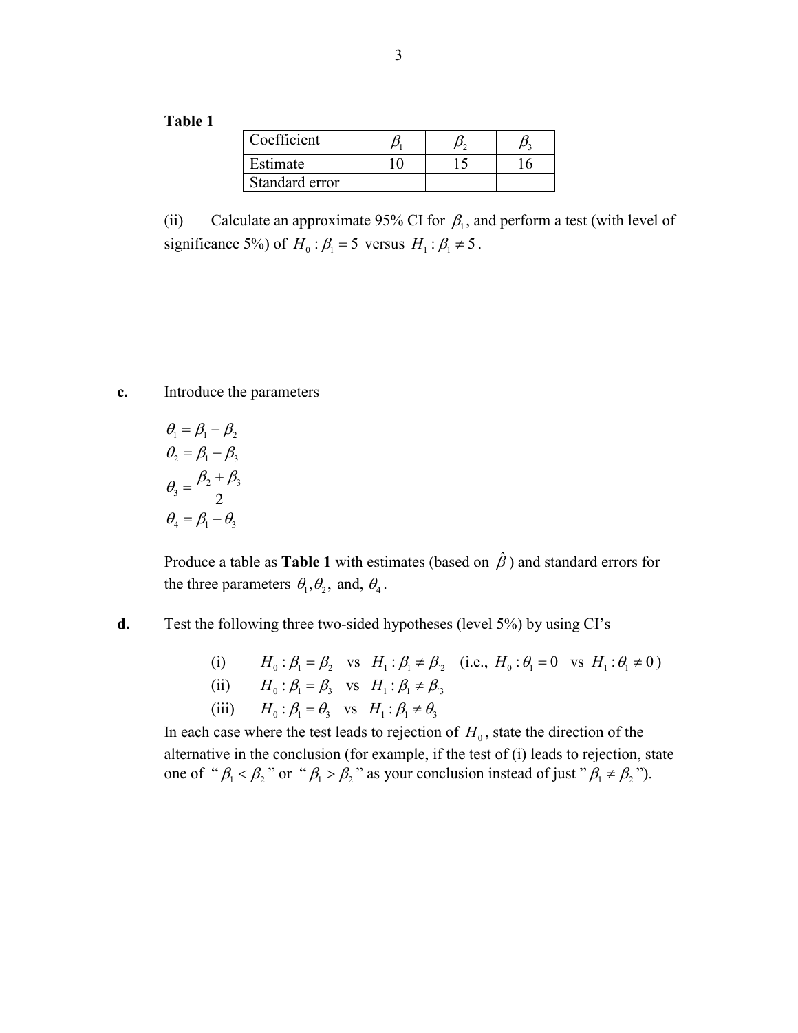**Table 1**

| Coefficient | $\beta_1$ | $\beta_2$ | $\beta_3$ |
|---|---|---|---|
| Estimate | 10 | 15 | 16 |
| Standard error | | | |

(ii) Calculate an approximate 95% CI for $\beta_1$, and perform a test (with level of significance 5%) of $H_0 : \beta_1 = 5$ versus $H_1 : \beta_1 \neq 5$.

**c.** Introduce the parameters

$$\theta_1 = \beta_1 - \beta_2$$
$$\theta_2 = \beta_1 - \beta_3$$
$$\theta_3 = \frac{\beta_2 + \beta_3}{2}$$
$$\theta_4 = \beta_1 - \theta_3$$

Produce a table as **Table 1** with estimates (based on $\hat{\beta}$) and standard errors for the three parameters $\theta_1, \theta_2,$ and, $\theta_4$.

**d.** Test the following three two-sided hypotheses (level 5%) by using CI's

(i) $H_0 : \beta_1 = \beta_2$ vs $H_1 : \beta_1 \neq \beta_2$ (i.e., $H_0 : \theta_1 = 0$ vs $H_1 : \theta_1 \neq 0$)

(ii) $H_0 : \beta_1 = \beta_3$ vs $H_1 : \beta_1 \neq \beta_3$

(iii) $H_0 : \beta_1 = \theta_3$ vs $H_1 : \beta_1 \neq \theta_3$

In each case where the test leads to rejection of $H_0$, state the direction of the alternative in the conclusion (for example, if the test of (i) leads to rejection, state one of "$\beta_1 < \beta_2$" or "$\beta_1 > \beta_2$" as your conclusion instead of just "$\beta_1 \neq \beta_2$").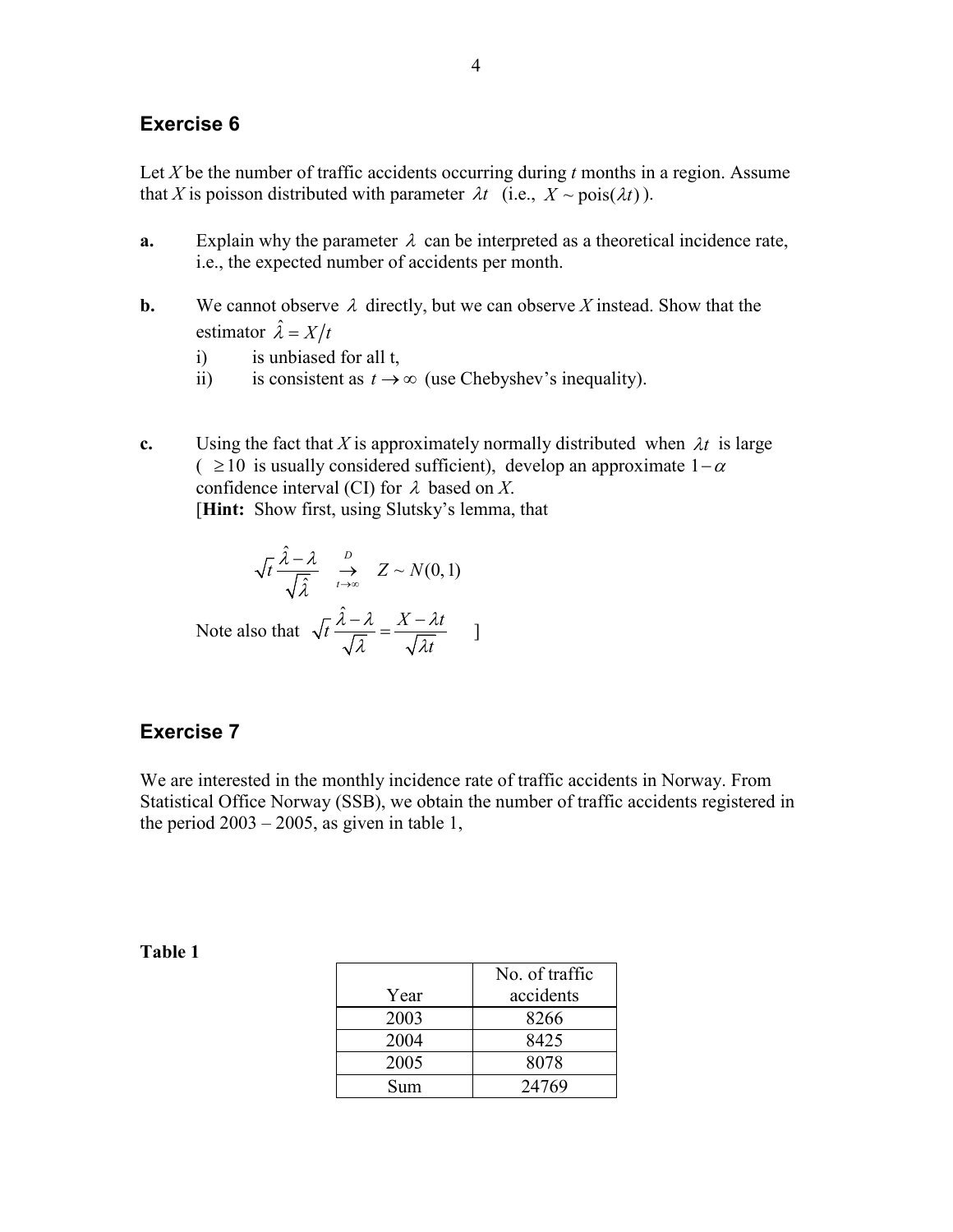## Exercise 6

Let $X$ be the number of traffic accidents occurring during $t$ months in a region. Assume that $X$ is poisson distributed with parameter $\lambda t$ (i.e., $X \sim \text{pois}(\lambda t)$ ).

**a.** Explain why the parameter $\lambda$ can be interpreted as a theoretical incidence rate, i.e., the expected number of accidents per month.

**b.** We cannot observe $\lambda$ directly, but we can observe $X$ instead. Show that the estimator $\hat{\lambda} = X/t$

i) is unbiased for all t,

ii) is consistent as $t \to \infty$ (use Chebyshev's inequality).

**c.** Using the fact that $X$ is approximately normally distributed when $\lambda t$ is large ( $\geq 10$ is usually considered sufficient), develop an approximate $1-\alpha$ confidence interval (CI) for $\lambda$ based on $X$.
[**Hint:** Show first, using Slutsky's lemma, that

$$\sqrt{t}\frac{\hat{\lambda}-\lambda}{\sqrt{\hat{\lambda}}} \underset{t\to\infty}{\overset{D}{\to}} Z \sim N(0,1)$$

Note also that $\sqrt{t}\dfrac{\hat{\lambda}-\lambda}{\sqrt{\lambda}} = \dfrac{X-\lambda t}{\sqrt{\lambda t}}$ ]

## Exercise 7

We are interested in the monthly incidence rate of traffic accidents in Norway. From Statistical Office Norway (SSB), we obtain the number of traffic accidents registered in the period 2003 – 2005, as given in table 1,

**Table 1**

| Year | No. of traffic accidents |
|---|---|
| 2003 | 8266 |
| 2004 | 8425 |
| 2005 | 8078 |
| Sum | 24769 |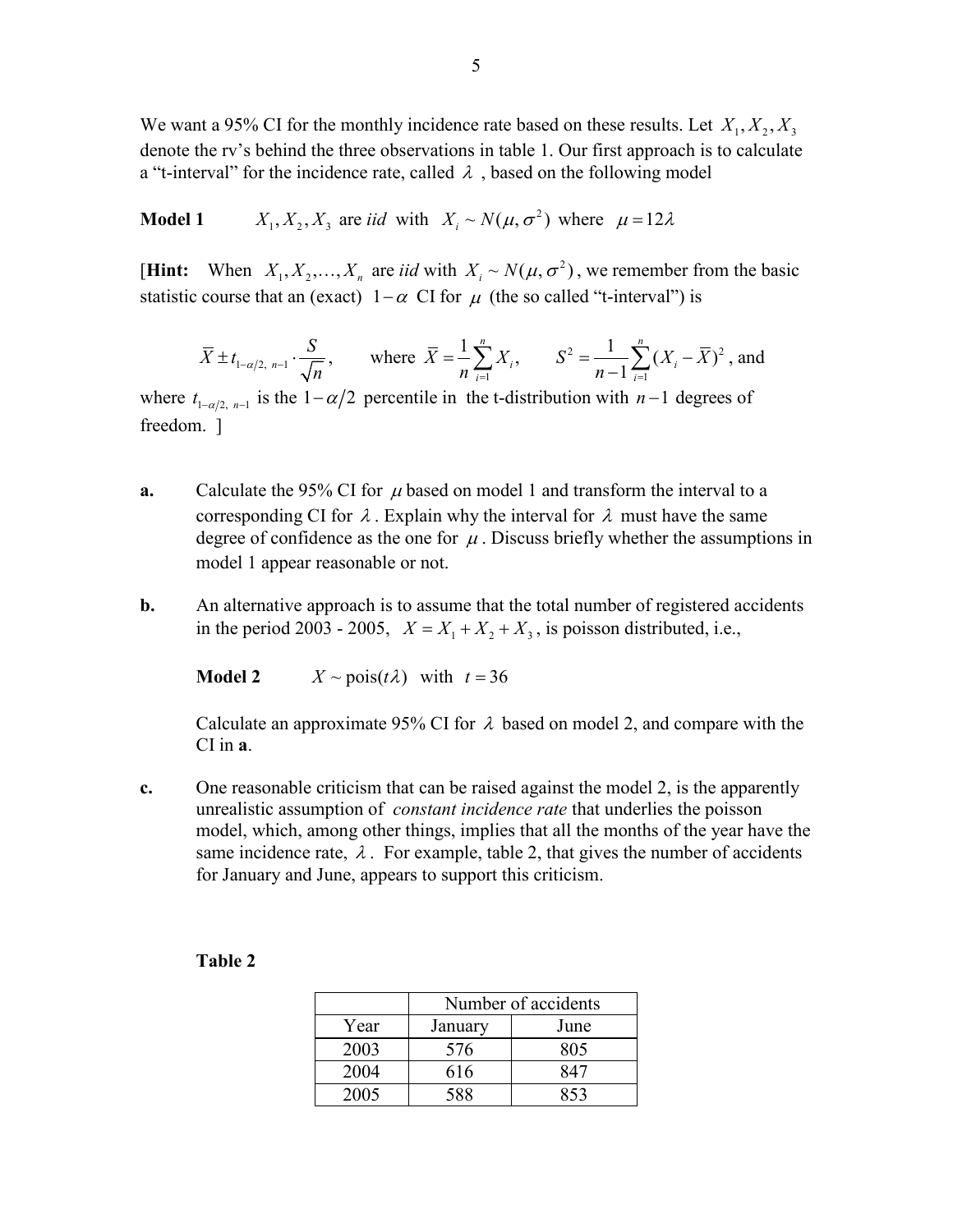We want a 95% CI for the monthly incidence rate based on these results. Let $X_1, X_2, X_3$ denote the rv's behind the three observations in table 1. Our first approach is to calculate a "t-interval" for the incidence rate, called $\lambda$, based on the following model

**Model 1** $\quad X_1, X_2, X_3$ are *iid* with $X_i \sim N(\mu, \sigma^2)$ where $\mu = 12\lambda$

[**Hint:** When $X_1, X_2, \ldots, X_n$ are *iid* with $X_i \sim N(\mu, \sigma^2)$, we remember from the basic statistic course that an (exact) $1-\alpha$ CI for $\mu$ (the so called "t-interval") is

$$\overline{X} \pm t_{1-\alpha/2,\, n-1} \cdot \frac{S}{\sqrt{n}}, \qquad \text{where } \overline{X} = \frac{1}{n}\sum_{i=1}^{n} X_i, \qquad S^2 = \frac{1}{n-1}\sum_{i=1}^{n}(X_i - \overline{X})^2 \text{, and}$$

where $t_{1-\alpha/2,\, n-1}$ is the $1-\alpha/2$ percentile in the t-distribution with $n-1$ degrees of freedom. ]

**a.** Calculate the 95% CI for $\mu$ based on model 1 and transform the interval to a corresponding CI for $\lambda$. Explain why the interval for $\lambda$ must have the same degree of confidence as the one for $\mu$. Discuss briefly whether the assumptions in model 1 appear reasonable or not.

**b.** An alternative approach is to assume that the total number of registered accidents in the period 2003 - 2005, $X = X_1 + X_2 + X_3$, is poisson distributed, i.e.,

**Model 2** $\quad X \sim \text{pois}(t\lambda)$ with $t = 36$

Calculate an approximate 95% CI for $\lambda$ based on model 2, and compare with the CI in **a**.

**c.** One reasonable criticism that can be raised against the model 2, is the apparently unrealistic assumption of *constant incidence rate* that underlies the poisson model, which, among other things, implies that all the months of the year have the same incidence rate, $\lambda$. For example, table 2, that gives the number of accidents for January and June, appears to support this criticism.

**Table 2**

| | Number of accidents | |
|---|---|---|
| Year | January | June |
| 2003 | 576 | 805 |
| 2004 | 616 | 847 |
| 2005 | 588 | 853 |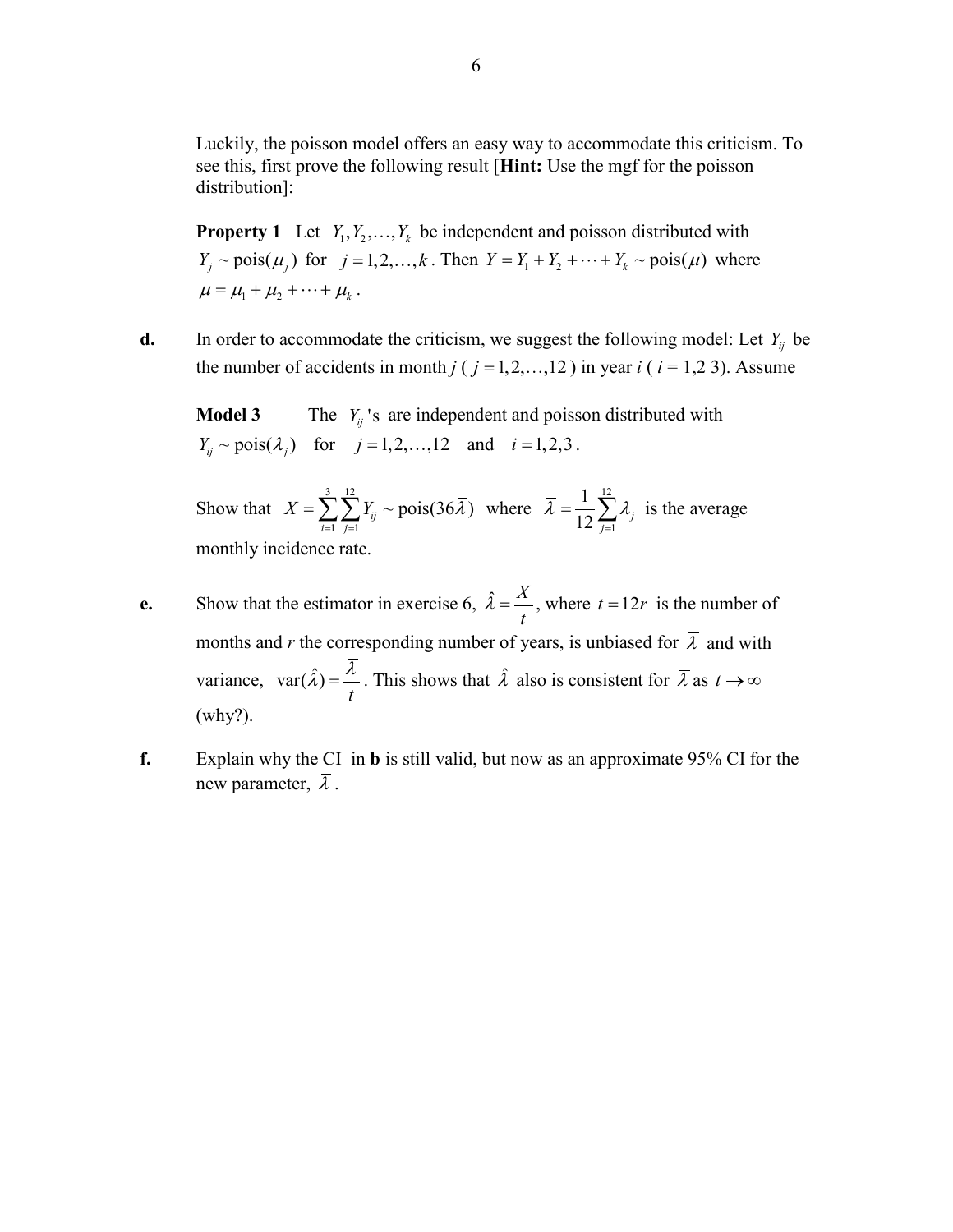Luckily, the poisson model offers an easy way to accommodate this criticism. To see this, first prove the following result [**Hint:** Use the mgf for the poisson distribution]:

**Property 1** Let $Y_1, Y_2, \ldots, Y_k$ be independent and poisson distributed with $Y_j \sim \text{pois}(\mu_j)$ for $j = 1, 2, \ldots, k$. Then $Y = Y_1 + Y_2 + \cdots + Y_k \sim \text{pois}(\mu)$ where $\mu = \mu_1 + \mu_2 + \cdots + \mu_k$.

**d.** In order to accommodate the criticism, we suggest the following model: Let $Y_{ij}$ be the number of accidents in month *j* ( $j = 1, 2, \ldots, 12$ ) in year *i* ( *i* = 1,2 3). Assume

**Model 3** The $Y_{ij}$'s are independent and poisson distributed with $Y_{ij} \sim \text{pois}(\lambda_j)$ for $j = 1, 2, \ldots, 12$ and $i = 1, 2, 3$.

Show that $X = \sum_{i=1}^{3} \sum_{j=1}^{12} Y_{ij} \sim \text{pois}(36\bar{\lambda})$ where $\bar{\lambda} = \frac{1}{12} \sum_{j=1}^{12} \lambda_j$ is the average monthly incidence rate.

**e.** Show that the estimator in exercise 6, $\hat{\lambda} = \frac{X}{t}$, where $t = 12r$ is the number of months and *r* the corresponding number of years, is unbiased for $\bar{\lambda}$ and with variance, $\text{var}(\hat{\lambda}) = \frac{\bar{\lambda}}{t}$. This shows that $\hat{\lambda}$ also is consistent for $\bar{\lambda}$ as $t \to \infty$ (why?).

**f.** Explain why the CI in **b** is still valid, but now as an approximate 95% CI for the new parameter, $\bar{\lambda}$.